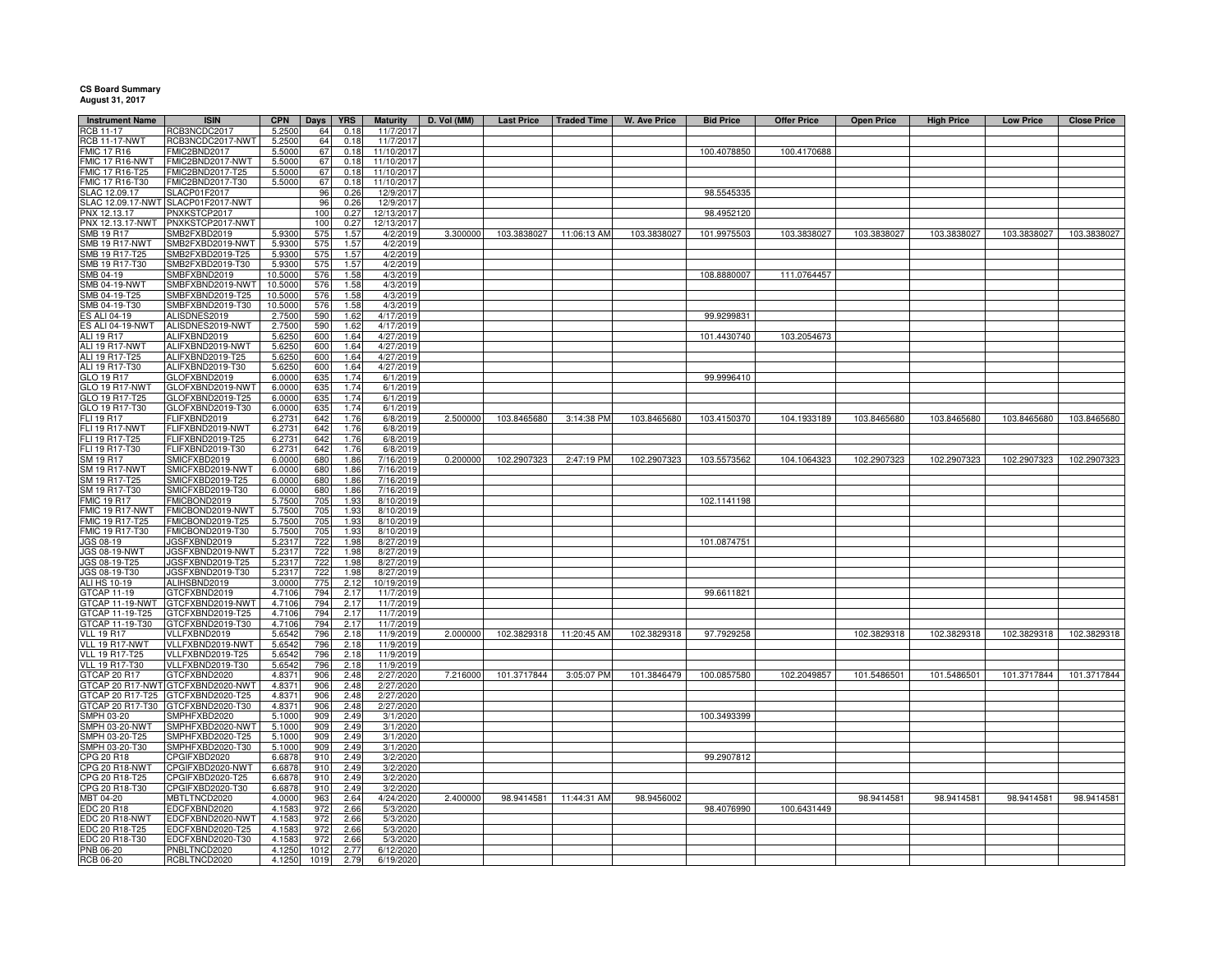**CS Board Summary**
**August 31, 2017**

| Instrument Name | ISIN | CPN | Days | YRS | Maturity | D. Vol (MM) | Last Price | Traded Time | W. Ave Price | Bid Price | Offer Price | Open Price | High Price | Low Price | Close Price |
|---|---|---|---|---|---|---|---|---|---|---|---|---|---|---|---|
| RCB 11-17 | RCB3NCDC2017 | 5.2500 | 64 | 0.18 | 11/7/2017 | | | | | | | | | | |
| RCB 11-17-NWT | RCB3NCDC2017-NWT | 5.2500 | 64 | 0.18 | 11/7/2017 | | | | | | | | | | |
| FMIC 17 R16 | FMIC2BND2017 | 5.5000 | 67 | 0.18 | 11/10/2017 | | | | | 100.4078850 | 100.4170688 | | | | |
| FMIC 17 R16-NWT | FMIC2BND2017-NWT | 5.5000 | 67 | 0.18 | 11/10/2017 | | | | | | | | | | |
| FMIC 17 R16-T25 | FMIC2BND2017-T25 | 5.5000 | 67 | 0.18 | 11/10/2017 | | | | | | | | | | |
| FMIC 17 R16-T30 | FMIC2BND2017-T30 | 5.5000 | 67 | 0.18 | 11/10/2017 | | | | | | | | | | |
| SLAC 12.09.17 | SLACP01F2017 | | 96 | 0.26 | 12/9/2017 | | | | | 98.5545335 | | | | | |
| SLAC 12.09.17-NWT | SLACP01F2017-NWT | | 96 | 0.26 | 12/9/2017 | | | | | | | | | | |
| PNX 12.13.17 | PNXKSTCP2017 | | 100 | 0.27 | 12/13/2017 | | | | | 98.4952120 | | | | | |
| PNX 12.13.17-NWT | PNXKSTCP2017-NWT | | 100 | 0.27 | 12/13/2017 | | | | | | | | | | |
| SMB 19 R17 | SMB2FXBD2019 | 5.9300 | 575 | 1.57 | 4/2/2019 | 3.300000 | 103.3838027 | 11:06:13 AM | 103.3838027 | 101.9975503 | 103.3838027 | 103.3838027 | 103.3838027 | 103.3838027 | 103.3838027 |
| SMB 19 R17-NWT | SMB2FXBD2019-NWT | 5.9300 | 575 | 1.57 | 4/2/2019 | | | | | | | | | | |
| SMB 19 R17-T25 | SMB2FXBD2019-T25 | 5.9300 | 575 | 1.57 | 4/2/2019 | | | | | | | | | | |
| SMB 19 R17-T30 | SMB2FXBD2019-T30 | 5.9300 | 575 | 1.57 | 4/2/2019 | | | | | | | | | | |
| SMB 04-19 | SMBFXBND2019 | 10.5000 | 576 | 1.58 | 4/3/2019 | | | | | 108.8880007 | 111.0764457 | | | | |
| SMB 04-19-NWT | SMBFXBND2019-NWT | 10.5000 | 576 | 1.58 | 4/3/2019 | | | | | | | | | | |
| SMB 04-19-T25 | SMBFXBND2019-T25 | 10.5000 | 576 | 1.58 | 4/3/2019 | | | | | | | | | | |
| SMB 04-19-T30 | SMBFXBND2019-T30 | 10.5000 | 576 | 1.58 | 4/3/2019 | | | | | | | | | | |
| ES ALI 04-19 | ALISDNES2019 | 2.7500 | 590 | 1.62 | 4/17/2019 | | | | | 99.9299831 | | | | | |
| ES ALI 04-19-NWT | ALISDNES2019-NWT | 2.7500 | 590 | 1.62 | 4/17/2019 | | | | | | | | | | |
| ALI 19 R17 | ALIFXBND2019 | 5.6250 | 600 | 1.64 | 4/27/2019 | | | | | 101.4430740 | 103.2054673 | | | | |
| ALI 19 R17-NWT | ALIFXBND2019-NWT | 5.6250 | 600 | 1.64 | 4/27/2019 | | | | | | | | | | |
| ALI 19 R17-T25 | ALIFXBND2019-T25 | 5.6250 | 600 | 1.64 | 4/27/2019 | | | | | | | | | | |
| ALI 19 R17-T30 | ALIFXBND2019-T30 | 5.6250 | 600 | 1.64 | 4/27/2019 | | | | | | | | | | |
| GLO 19 R17 | GLOFXBND2019 | 6.0000 | 635 | 1.74 | 6/1/2019 | | | | | 99.9996410 | | | | | |
| GLO 19 R17-NWT | GLOFXBND2019-NWT | 6.0000 | 635 | 1.74 | 6/1/2019 | | | | | | | | | | |
| GLO 19 R17-T25 | GLOFXBND2019-T25 | 6.0000 | 635 | 1.74 | 6/1/2019 | | | | | | | | | | |
| GLO 19 R17-T30 | GLOFXBND2019-T30 | 6.0000 | 635 | 1.74 | 6/1/2019 | | | | | | | | | | |
| FLI 19 R17 | FLIFXBND2019 | 6.2731 | 642 | 1.76 | 6/8/2019 | 2.500000 | 103.8465680 | 3:14:38 PM | 103.8465680 | 103.4150370 | 104.1933189 | 103.8465680 | 103.8465680 | 103.8465680 | 103.8465680 |
| FLI 19 R17-NWT | FLIFXBND2019-NWT | 6.2731 | 642 | 1.76 | 6/8/2019 | | | | | | | | | | |
| FLI 19 R17-T25 | FLIFXBND2019-T25 | 6.2731 | 642 | 1.76 | 6/8/2019 | | | | | | | | | | |
| FLI 19 R17-T30 | FLIFXBND2019-T30 | 6.2731 | 642 | 1.76 | 6/8/2019 | | | | | | | | | | |
| SM 19 R17 | SMICFXBD2019 | 6.0000 | 680 | 1.86 | 7/16/2019 | 0.200000 | 102.2907323 | 2:47:19 PM | 102.2907323 | 103.5573562 | 104.1064323 | 102.2907323 | 102.2907323 | 102.2907323 | 102.2907323 |
| SM 19 R17-NWT | SMICFXBD2019-NWT | 6.0000 | 680 | 1.86 | 7/16/2019 | | | | | | | | | | |
| SM 19 R17-T25 | SMICFXBD2019-T25 | 6.0000 | 680 | 1.86 | 7/16/2019 | | | | | | | | | | |
| SM 19 R17-T30 | SMICFXBD2019-T30 | 6.0000 | 680 | 1.86 | 7/16/2019 | | | | | | | | | | |
| FMIC 19 R17 | FMICBOND2019 | 5.7500 | 705 | 1.93 | 8/10/2019 | | | | | 102.1141198 | | | | | |
| FMIC 19 R17-NWT | FMICBOND2019-NWT | 5.7500 | 705 | 1.93 | 8/10/2019 | | | | | | | | | | |
| FMIC 19 R17-T25 | FMICBOND2019-T25 | 5.7500 | 705 | 1.93 | 8/10/2019 | | | | | | | | | | |
| FMIC 19 R17-T30 | FMICBOND2019-T30 | 5.7500 | 705 | 1.93 | 8/10/2019 | | | | | | | | | | |
| JGS 08-19 | JGSFXBND2019 | 5.2317 | 722 | 1.98 | 8/27/2019 | | | | | 101.0874751 | | | | | |
| JGS 08-19-NWT | JGSFXBND2019-NWT | 5.2317 | 722 | 1.98 | 8/27/2019 | | | | | | | | | | |
| JGS 08-19-T25 | JGSFXBND2019-T25 | 5.2317 | 722 | 1.98 | 8/27/2019 | | | | | | | | | | |
| JGS 08-19-T30 | JGSFXBND2019-T30 | 5.2317 | 722 | 1.98 | 8/27/2019 | | | | | | | | | | |
| ALI HS 10-19 | ALIHSBND2019 | 3.0000 | 775 | 2.12 | 10/19/2019 | | | | | | | | | | |
| GTCAP 11-19 | GTCFXBND2019 | 4.7106 | 794 | 2.17 | 11/7/2019 | | | | | 99.6611821 | | | | | |
| GTCAP 11-19-NWT | GTCFXBND2019-NWT | 4.7106 | 794 | 2.17 | 11/7/2019 | | | | | | | | | | |
| GTCAP 11-19-T25 | GTCFXBND2019-T25 | 4.7106 | 794 | 2.17 | 11/7/2019 | | | | | | | | | | |
| GTCAP 11-19-T30 | GTCFXBND2019-T30 | 4.7106 | 794 | 2.17 | 11/7/2019 | | | | | | | | | | |
| VLL 19 R17 | VLLFXBND2019 | 5.6542 | 796 | 2.18 | 11/9/2019 | 2.000000 | 102.3829318 | 11:20:45 AM | 102.3829318 | 97.7929258 | | 102.3829318 | 102.3829318 | 102.3829318 | 102.3829318 |
| VLL 19 R17-NWT | VLLFXBND2019-NWT | 5.6542 | 796 | 2.18 | 11/9/2019 | | | | | | | | | | |
| VLL 19 R17-T25 | VLLFXBND2019-T25 | 5.6542 | 796 | 2.18 | 11/9/2019 | | | | | | | | | | |
| VLL 19 R17-T30 | VLLFXBND2019-T30 | 5.6542 | 796 | 2.18 | 11/9/2019 | | | | | | | | | | |
| GTCAP 20 R17 | GTCFXBND2020 | 4.8371 | 906 | 2.48 | 2/27/2020 | 7.216000 | 101.3717844 | 3:05:07 PM | 101.3846479 | 100.0857580 | 102.2049857 | 101.5486501 | 101.5486501 | 101.3717844 | 101.3717844 |
| GTCAP 20 R17-NWT | GTCFXBND2020-NWT | 4.8371 | 906 | 2.48 | 2/27/2020 | | | | | | | | | | |
| GTCAP 20 R17-T25 | GTCFXBND2020-T25 | 4.8371 | 906 | 2.48 | 2/27/2020 | | | | | | | | | | |
| GTCAP 20 R17-T30 | GTCFXBND2020-T30 | 4.8371 | 906 | 2.48 | 2/27/2020 | | | | | | | | | | |
| SMPH 03-20 | SMPHFXBD2020 | 5.1000 | 909 | 2.49 | 3/1/2020 | | | | | 100.3493399 | | | | | |
| SMPH 03-20-NWT | SMPHFXBD2020-NWT | 5.1000 | 909 | 2.49 | 3/1/2020 | | | | | | | | | | |
| SMPH 03-20-T25 | SMPHFXBD2020-T25 | 5.1000 | 909 | 2.49 | 3/1/2020 | | | | | | | | | | |
| SMPH 03-20-T30 | SMPHFXBD2020-T30 | 5.1000 | 909 | 2.49 | 3/1/2020 | | | | | | | | | | |
| CPG 20 R18 | CPGIFXBD2020 | 6.6878 | 910 | 2.49 | 3/2/2020 | | | | | 99.2907812 | | | | | |
| CPG 20 R18-NWT | CPGIFXBD2020-NWT | 6.6878 | 910 | 2.49 | 3/2/2020 | | | | | | | | | | |
| CPG 20 R18-T25 | CPGIFXBD2020-T25 | 6.6878 | 910 | 2.49 | 3/2/2020 | | | | | | | | | | |
| CPG 20 R18-T30 | CPGIFXBD2020-T30 | 6.6878 | 910 | 2.49 | 3/2/2020 | | | | | | | | | | |
| MBT 04-20 | MBTLTNCD2020 | 4.0000 | 963 | 2.64 | 4/24/2020 | 2.400000 | 98.9414581 | 11:44:31 AM | 98.9456002 | | | 98.9414581 | 98.9414581 | 98.9414581 | 98.9414581 |
| EDC 20 R18 | EDCFXBND2020 | 4.1583 | 972 | 2.66 | 5/3/2020 | | | | | 98.4076990 | 100.6431449 | | | | |
| EDC 20 R18-NWT | EDCFXBND2020-NWT | 4.1583 | 972 | 2.66 | 5/3/2020 | | | | | | | | | | |
| EDC 20 R18-T25 | EDCFXBND2020-T25 | 4.1583 | 972 | 2.66 | 5/3/2020 | | | | | | | | | | |
| EDC 20 R18-T30 | EDCFXBND2020-T30 | 4.1583 | 972 | 2.66 | 5/3/2020 | | | | | | | | | | |
| PNB 06-20 | PNBLTNCD2020 | 4.1250 | 1012 | 2.77 | 6/12/2020 | | | | | | | | | | |
| RCB 06-20 | RCBLTNCD2020 | 4.1250 | 1019 | 2.79 | 6/19/2020 | | | | | | | | | | |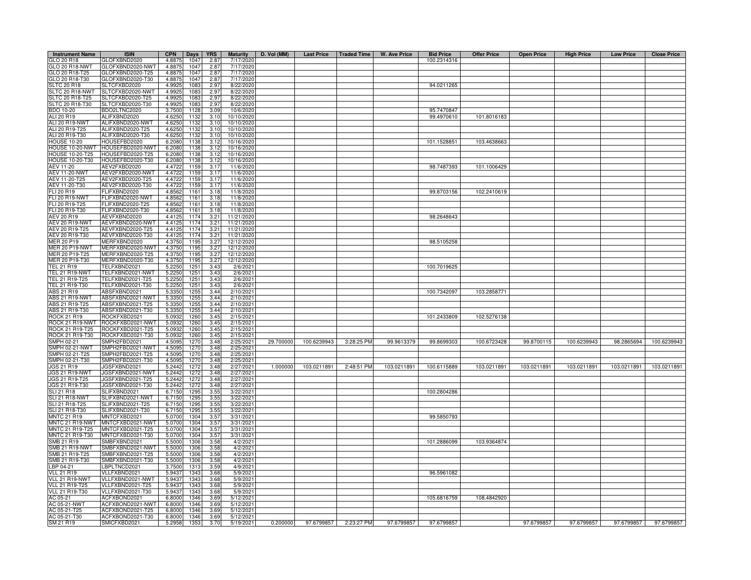| Instrument Name | ISIN | CPN | Days | YRS | Maturity | D. Vol (MM) | Last Price | Traded Time | W. Ave Price | Bid Price | Offer Price | Open Price | High Price | Low Price | Close Price |
|---|---|---|---|---|---|---|---|---|---|---|---|---|---|---|---|
| GLO 20 R18 | GLOFXBND2020 | 4.8875 | 1047 | 2.87 | 7/17/2020 | | | | | 100.2314316 | | | | | |
| GLO 20 R18-NWT | GLOFXBND2020-NWT | 4.8875 | 1047 | 2.87 | 7/17/2020 | | | | | | | | | | |
| GLO 20 R18-T25 | GLOFXBND2020-T25 | 4.8875 | 1047 | 2.87 | 7/17/2020 | | | | | | | | | | |
| GLO 20 R18-T30 | GLOFXBND2020-T30 | 4.8875 | 1047 | 2.87 | 7/17/2020 | | | | | | | | | | |
| SLTC 20 R18 | SLTCFXBD2020 | 4.9925 | 1083 | 2.97 | 8/22/2020 | | | | | 94.0211265 | | | | | |
| SLTC 20 R18-NWT | SLTCFXBD2020-NWT | 4.9925 | 1083 | 2.97 | 8/22/2020 | | | | | | | | | | |
| SLTC 20 R18-T25 | SLTCFXBD2020-T25 | 4.9925 | 1083 | 2.97 | 8/22/2020 | | | | | | | | | | |
| SLTC 20 R18-T30 | SLTCFXBD2020-T30 | 4.9925 | 1083 | 2.97 | 8/22/2020 | | | | | | | | | | |
| BDO 10-20 | BDO2LTNC2020 | 3.7500 | 1128 | 3.09 | 10/6/2020 | | | | | 95.7470847 | | | | | |
| ALI 20 R19 | ALIFXBND2020 | 4.6250 | 1132 | 3.10 | 10/10/2020 | | | | | 99.4970610 | 101.8016183 | | | | |
| ALI 20 R19-NWT | ALIFXBND2020-NWT | 4.6250 | 1132 | 3.10 | 10/10/2020 | | | | | | | | | | |
| ALI 20 R19-T25 | ALIFXBND2020-T25 | 4.6250 | 1132 | 3.10 | 10/10/2020 | | | | | | | | | | |
| ALI 20 R19-T30 | ALIFXBND2020-T30 | 4.6250 | 1132 | 3.10 | 10/10/2020 | | | | | | | | | | |
| HOUSE 10-20 | HOUSEFBD2020 | 6.2080 | 1138 | 3.12 | 10/16/2020 | | | | | 101.1528851 | 103.4638663 | | | | |
| HOUSE 10-20-NWT | HOUSEFBD2020-NWT | 6.2080 | 1138 | 3.12 | 10/16/2020 | | | | | | | | | | |
| HOUSE 10-20-T25 | HOUSEFBD2020-T25 | 6.2080 | 1138 | 3.12 | 10/16/2020 | | | | | | | | | | |
| HOUSE 10-20-T30 | HOUSEFBD2020-T30 | 6.2080 | 1138 | 3.12 | 10/16/2020 | | | | | | | | | | |
| AEV 11-20 | AEV2FXBD2020 | 4.4722 | 1159 | 3.17 | 11/6/2020 | | | | | 98.7487393 | 101.1006429 | | | | |
| AEV 11-20-NWT | AEV2FXBD2020-NWT | 4.4722 | 1159 | 3.17 | 11/6/2020 | | | | | | | | | | |
| AEV 11-20-T25 | AEV2FXBD2020-T25 | 4.4722 | 1159 | 3.17 | 11/6/2020 | | | | | | | | | | |
| AEV 11-20-T30 | AEV2FXBD2020-T30 | 4.4722 | 1159 | 3.17 | 11/6/2020 | | | | | | | | | | |
| FLI 20 R19 | FLIFXBND2020 | 4.8562 | 1161 | 3.18 | 11/8/2020 | | | | | 99.8703156 | 102.2410619 | | | | |
| FLI 20 R19-NWT | FLIFXBND2020-NWT | 4.8562 | 1161 | 3.18 | 11/8/2020 | | | | | | | | | | |
| FLI 20 R19-T25 | FLIFXBND2020-T25 | 4.8562 | 1161 | 3.18 | 11/8/2020 | | | | | | | | | | |
| FLI 20 R19-T30 | FLIFXBND2020-T30 | 4.8562 | 1161 | 3.18 | 11/8/2020 | | | | | | | | | | |
| AEV 20 R19 | AEVFXBND2020 | 4.4125 | 1174 | 3.21 | 11/21/2020 | | | | | 98.2648643 | | | | | |
| AEV 20 R19-NWT | AEVFXBND2020-NWT | 4.4125 | 1174 | 3.21 | 11/21/2020 | | | | | | | | | | |
| AEV 20 R19-T25 | AEVFXBND2020-T25 | 4.4125 | 1174 | 3.21 | 11/21/2020 | | | | | | | | | | |
| AEV 20 R19-T30 | AEVFXBND2020-T30 | 4.4125 | 1174 | 3.21 | 11/21/2020 | | | | | | | | | | |
| MER 20 P19 | MERFXBND2020 | 4.3750 | 1195 | 3.27 | 12/12/2020 | | | | | 98.5105258 | | | | | |
| MER 20 P19-NWT | MERFXBND2020-NWT | 4.3750 | 1195 | 3.27 | 12/12/2020 | | | | | | | | | | |
| MER 20 P19-T25 | MERFXBND2020-T25 | 4.3750 | 1195 | 3.27 | 12/12/2020 | | | | | | | | | | |
| MER 20 P19-T30 | MERFXBND2020-T30 | 4.3750 | 1195 | 3.27 | 12/12/2020 | | | | | | | | | | |
| TEL 21 R19 | TELFXBND2021 | 5.2250 | 1251 | 3.43 | 2/6/2021 | | | | | 100.7019625 | | | | | |
| TEL 21 R19-NWT | TELFXBND2021-NWT | 5.2250 | 1251 | 3.43 | 2/6/2021 | | | | | | | | | | |
| TEL 21 R19-T25 | TELFXBND2021-T25 | 5.2250 | 1251 | 3.43 | 2/6/2021 | | | | | | | | | | |
| TEL 21 R19-T30 | TELFXBND2021-T30 | 5.2250 | 1251 | 3.43 | 2/6/2021 | | | | | | | | | | |
| ABS 21 R19 | ABSFXBND2021 | 5.3350 | 1255 | 3.44 | 2/10/2021 | | | | | 100.7342097 | 103.2858771 | | | | |
| ABS 21 R19-NWT | ABSFXBND2021-NWT | 5.3350 | 1255 | 3.44 | 2/10/2021 | | | | | | | | | | |
| ABS 21 R19-T25 | ABSFXBND2021-T25 | 5.3350 | 1255 | 3.44 | 2/10/2021 | | | | | | | | | | |
| ABS 21 R19-T30 | ABSFXBND2021-T30 | 5.3350 | 1255 | 3.44 | 2/10/2021 | | | | | | | | | | |
| ROCK 21 R19 | ROCKFXBD2021 | 5.0932 | 1260 | 3.45 | 2/15/2021 | | | | | 101.2433809 | 102.5276138 | | | | |
| ROCK 21 R19-NWT | ROCKFXBD2021-NWT | 5.0932 | 1260 | 3.45 | 2/15/2021 | | | | | | | | | | |
| ROCK 21 R19-T25 | ROCKFXBD2021-T25 | 5.0932 | 1260 | 3.45 | 2/15/2021 | | | | | | | | | | |
| ROCK 21 R19-T30 | ROCKFXBD2021-T30 | 5.0932 | 1260 | 3.45 | 2/15/2021 | | | | | | | | | | |
| SMPH 02-21 | SMPH2FBD2021 | 4.5095 | 1270 | 3.48 | 2/25/2021 | 29.700000 | 100.6239943 | 3:28:25 PM | 99.9613379 | 99.8699303 | 100.6723428 | 99.8700115 | 100.6239943 | 98.2865694 | 100.6239943 |
| SMPH 02-21-NWT | SMPH2FBD2021-NWT | 4.5095 | 1270 | 3.48 | 2/25/2021 | | | | | | | | | | |
| SMPH 02-21-T25 | SMPH2FBD2021-T25 | 4.5095 | 1270 | 3.48 | 2/25/2021 | | | | | | | | | | |
| SMPH 02-21-T30 | SMPH2FBD2021-T30 | 4.5095 | 1270 | 3.48 | 2/25/2021 | | | | | | | | | | |
| JGS 21 R19 | JGSFXBND2021 | 5.2442 | 1272 | 3.48 | 2/27/2021 | 1.000000 | 103.0211891 | 2:48:51 PM | 103.0211891 | 100.6115889 | 103.0211891 | 103.0211891 | 103.0211891 | 103.0211891 | 103.0211891 |
| JGS 21 R19-NWT | JGSFXBND2021-NWT | 5.2442 | 1272 | 3.48 | 2/27/2021 | | | | | | | | | | |
| JGS 21 R19-T25 | JGSFXBND2021-T25 | 5.2442 | 1272 | 3.48 | 2/27/2021 | | | | | | | | | | |
| JGS 21 R19-T30 | JGSFXBND2021-T30 | 5.2442 | 1272 | 3.48 | 2/27/2021 | | | | | | | | | | |
| SLI 21 R18 | SLIFXBND2021 | 6.7150 | 1295 | 3.55 | 3/22/2021 | | | | | 100.2804286 | | | | | |
| SLI 21 R18-NWT | SLIFXBND2021-NWT | 6.7150 | 1295 | 3.55 | 3/22/2021 | | | | | | | | | | |
| SLI 21 R18-T25 | SLIFXBND2021-T25 | 6.7150 | 1295 | 3.55 | 3/22/2021 | | | | | | | | | | |
| SLI 21 R18-T30 | SLIFXBND2021-T30 | 6.7150 | 1295 | 3.55 | 3/22/2021 | | | | | | | | | | |
| MNTC 21 R19 | MNTCFXBD2021 | 5.0700 | 1304 | 3.57 | 3/31/2021 | | | | | 99.5850793 | | | | | |
| MNTC 21 R19-NWT | MNTCFXBD2021-NWT | 5.0700 | 1304 | 3.57 | 3/31/2021 | | | | | | | | | | |
| MNTC 21 R19-T25 | MNTCFXBD2021-T25 | 5.0700 | 1304 | 3.57 | 3/31/2021 | | | | | | | | | | |
| MNTC 21 R19-T30 | MNTCFXBD2021-T30 | 5.0700 | 1304 | 3.57 | 3/31/2021 | | | | | | | | | | |
| SMB 21 R19 | SMBFXBND2021 | 5.5000 | 1306 | 3.58 | 4/2/2021 | | | | | 101.2886099 | 103.9364874 | | | | |
| SMB 21 R19-NWT | SMBFXBND2021-NWT | 5.5000 | 1306 | 3.58 | 4/2/2021 | | | | | | | | | | |
| SMB 21 R19-T25 | SMBFXBND2021-T25 | 5.5000 | 1306 | 3.58 | 4/2/2021 | | | | | | | | | | |
| SMB 21 R19-T30 | SMBFXBND2021-T30 | 5.5000 | 1306 | 3.58 | 4/2/2021 | | | | | | | | | | |
| LBP 04-21 | LBPLTNCD2021 | 3.7500 | 1313 | 3.59 | 4/9/2021 | | | | | | | | | | |
| VLL 21 R19 | VLLFXBND2021 | 5.9437 | 1343 | 3.68 | 5/9/2021 | | | | | 96.5961082 | | | | | |
| VLL 21 R19-NWT | VLLFXBND2021-NWT | 5.9437 | 1343 | 3.68 | 5/9/2021 | | | | | | | | | | |
| VLL 21 R19-T25 | VLLFXBND2021-T25 | 5.9437 | 1343 | 3.68 | 5/9/2021 | | | | | | | | | | |
| VLL 21 R19-T30 | VLLFXBND2021-T30 | 5.9437 | 1343 | 3.68 | 5/9/2021 | | | | | | | | | | |
| AC 05-21 | ACFXBOND2021 | 6.8000 | 1346 | 3.69 | 5/12/2021 | | | | | 105.6816759 | 108.4842920 | | | | |
| AC 05-21-NWT | ACFXBOND2021-NWT | 6.8000 | 1346 | 3.69 | 5/12/2021 | | | | | | | | | | |
| AC 05-21-T25 | ACFXBOND2021-T25 | 6.8000 | 1346 | 3.69 | 5/12/2021 | | | | | | | | | | |
| AC 05-21-T30 | ACFXBOND2021-T30 | 6.8000 | 1346 | 3.69 | 5/12/2021 | | | | | | | | | | |
| SM 21 R19 | SMICFXBD2021 | 5.2958 | 1353 | 3.70 | 5/19/2021 | 0.200000 | 97.6799857 | 2:23:27 PM | 97.6799857 | 97.6799857 | | 97.6799857 | 97.6799857 | 97.6799857 | 97.6799857 |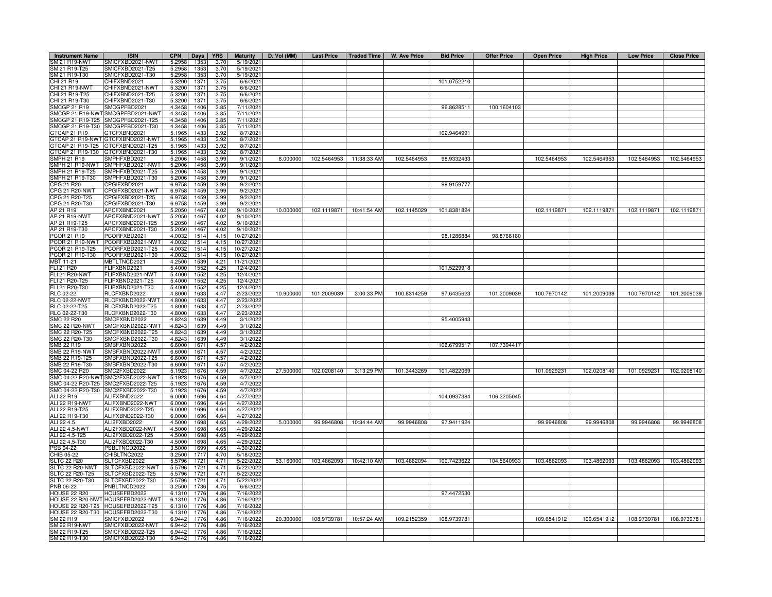| Instrument Name | ISIN | CPN | Days | YRS | Maturity | D. Vol (MM) | Last Price | Traded Time | W. Ave Price | Bid Price | Offer Price | Open Price | High Price | Low Price | Close Price |
|---|---|---|---|---|---|---|---|---|---|---|---|---|---|---|---|
| SM 21 R19-NWT | SMICFXBD2021-NWT | 5.2958 | 1353 | 3.70 | 5/19/2021 | | | | | | | | | | |
| SM 21 R19-T25 | SMICFXBD2021-T25 | 5.2958 | 1353 | 3.70 | 5/19/2021 | | | | | | | | | | |
| SM 21 R19-T30 | SMICFXBD2021-T30 | 5.2958 | 1353 | 3.70 | 5/19/2021 | | | | | | | | | | |
| CHI 21 R19 | CHIFXBND2021 | 5.3200 | 1371 | 3.75 | 6/6/2021 | | | | | 101.0752210 | | | | | |
| CHI 21 R19-NWT | CHIFXBND2021-NWT | 5.3200 | 1371 | 3.75 | 6/6/2021 | | | | | | | | | | |
| CHI 21 R19-T25 | CHIFXBND2021-T25 | 5.3200 | 1371 | 3.75 | 6/6/2021 | | | | | | | | | | |
| CHI 21 R19-T30 | CHIFXBND2021-T30 | 5.3200 | 1371 | 3.75 | 6/6/2021 | | | | | | | | | | |
| SMCGP 21 R19 | SMCGPFBD2021 | 4.3458 | 1406 | 3.85 | 7/11/2021 | | | | | 96.8628511 | 100.1604103 | | | | |
| SMCGP 21 R19-NWT | SMCGPFBD2021-NWT | 4.3458 | 1406 | 3.85 | 7/11/2021 | | | | | | | | | | |
| SMCGP 21 R19-T25 | SMCGPFBD2021-T25 | 4.3458 | 1406 | 3.85 | 7/11/2021 | | | | | | | | | | |
| SMCGP 21 R19-T30 | SMCGPFBD2021-T30 | 4.3458 | 1406 | 3.85 | 7/11/2021 | | | | | | | | | | |
| GTCAP 21 R19 | GTCFXBND2021 | 5.1965 | 1433 | 3.92 | 8/7/2021 | | | | | 102.9464991 | | | | | |
| GTCAP 21 R19-NWT | GTCFXBND2021-NWT | 5.1965 | 1433 | 3.92 | 8/7/2021 | | | | | | | | | | |
| GTCAP 21 R19-T25 | GTCFXBND2021-T25 | 5.1965 | 1433 | 3.92 | 8/7/2021 | | | | | | | | | | |
| GTCAP 21 R19-T30 | GTCFXBND2021-T30 | 5.1965 | 1433 | 3.92 | 8/7/2021 | | | | | | | | | | |
| SMPH 21 R19 | SMPHFXBD2021 | 5.2006 | 1458 | 3.99 | 9/1/2021 | 8.000000 | 102.5464953 | 11:38:33 AM | 102.5464953 | 98.9332433 | | 102.5464953 | 102.5464953 | 102.5464953 | 102.5464953 |
| SMPH 21 R19-NWT | SMPHFXBD2021-NWT | 5.2006 | 1458 | 3.99 | 9/1/2021 | | | | | | | | | | |
| SMPH 21 R19-T25 | SMPHFXBD2021-T25 | 5.2006 | 1458 | 3.99 | 9/1/2021 | | | | | | | | | | |
| SMPH 21 R19-T30 | SMPHFXBD2021-T30 | 5.2006 | 1458 | 3.99 | 9/1/2021 | | | | | | | | | | |
| CPG 21 R20 | CPGIFXBD2021 | 6.9758 | 1459 | 3.99 | 9/2/2021 | | | | | 99.9159777 | | | | | |
| CPG 21 R20-NWT | CPGIFXBD2021-NWT | 6.9758 | 1459 | 3.99 | 9/2/2021 | | | | | | | | | | |
| CPG 21 R20-T25 | CPGIFXBD2021-T25 | 6.9758 | 1459 | 3.99 | 9/2/2021 | | | | | | | | | | |
| CPG 21 R20-T30 | CPGIFXBD2021-T30 | 6.9758 | 1459 | 3.99 | 9/2/2021 | | | | | | | | | | |
| AP 21 R19 | APCFXBND2021 | 5.2050 | 1467 | 4.02 | 9/10/2021 | 10.000000 | 102.1119871 | 10:41:54 AM | 102.1145029 | 101.8381824 | | 102.1119871 | 102.1119871 | 102.1119871 | 102.1119871 |
| AP 21 R19-NWT | APCFXBND2021-NWT | 5.2050 | 1467 | 4.02 | 9/10/2021 | | | | | | | | | | |
| AP 21 R19-T25 | APCFXBND2021-T25 | 5.2050 | 1467 | 4.02 | 9/10/2021 | | | | | | | | | | |
| AP 21 R19-T30 | APCFXBND2021-T30 | 5.2050 | 1467 | 4.02 | 9/10/2021 | | | | | | | | | | |
| PCOR 21 R19 | PCORFXBD2021 | 4.0032 | 1514 | 4.15 | 10/27/2021 | | | | | 98.1286884 | 98.8768180 | | | | |
| PCOR 21 R19-NWT | PCORFXBD2021-NWT | 4.0032 | 1514 | 4.15 | 10/27/2021 | | | | | | | | | | |
| PCOR 21 R19-T25 | PCORFXBD2021-T25 | 4.0032 | 1514 | 4.15 | 10/27/2021 | | | | | | | | | | |
| PCOR 21 R19-T30 | PCORFXBD2021-T30 | 4.0032 | 1514 | 4.15 | 10/27/2021 | | | | | | | | | | |
| MBT 11-21 | MBTLTNCD2021 | 4.2500 | 1539 | 4.21 | 11/21/2021 | | | | | | | | | | |
| FLI 21 R20 | FLIFXBND2021 | 5.4000 | 1552 | 4.25 | 12/4/2021 | | | | | 101.5229918 | | | | | |
| FLI 21 R20-NWT | FLIFXBND2021-NWT | 5.4000 | 1552 | 4.25 | 12/4/2021 | | | | | | | | | | |
| FLI 21 R20-T25 | FLIFXBND2021-T25 | 5.4000 | 1552 | 4.25 | 12/4/2021 | | | | | | | | | | |
| FLI 21 R20-T30 | FLIFXBND2021-T30 | 5.4000 | 1552 | 4.25 | 12/4/2021 | | | | | | | | | | |
| RLC 02-22 | RLCFXBND2022 | 4.8000 | 1633 | 4.47 | 2/23/2022 | 10.900000 | 101.2009039 | 3:00:33 PM | 100.8314259 | 97.6435623 | 101.2009039 | 100.7970142 | 101.2009039 | 100.7970142 | 101.2009039 |
| RLC 02-22-NWT | RLCFXBND2022-NWT | 4.8000 | 1633 | 4.47 | 2/23/2022 | | | | | | | | | | |
| RLC 02-22-T25 | RLCFXBND2022-T25 | 4.8000 | 1633 | 4.47 | 2/23/2022 | | | | | | | | | | |
| RLC 02-22-T30 | RLCFXBND2022-T30 | 4.8000 | 1633 | 4.47 | 2/23/2022 | | | | | | | | | | |
| SMC 22 R20 | SMCFXBND2022 | 4.8243 | 1639 | 4.49 | 3/1/2022 | | | | | 95.4005943 | | | | | |
| SMC 22 R20-NWT | SMCFXBND2022-NWT | 4.8243 | 1639 | 4.49 | 3/1/2022 | | | | | | | | | | |
| SMC 22 R20-T25 | SMCFXBND2022-T25 | 4.8243 | 1639 | 4.49 | 3/1/2022 | | | | | | | | | | |
| SMC 22 R20-T30 | SMCFXBND2022-T30 | 4.8243 | 1639 | 4.49 | 3/1/2022 | | | | | | | | | | |
| SMB 22 R19 | SMBFXBND2022 | 6.6000 | 1671 | 4.57 | 4/2/2022 | | | | | 106.6799517 | 107.7394417 | | | | |
| SMB 22 R19-NWT | SMBFXBND2022-NWT | 6.6000 | 1671 | 4.57 | 4/2/2022 | | | | | | | | | | |
| SMB 22 R19-T25 | SMBFXBND2022-T25 | 6.6000 | 1671 | 4.57 | 4/2/2022 | | | | | | | | | | |
| SMB 22 R19-T30 | SMBFXBND2022-T30 | 6.6000 | 1671 | 4.57 | 4/2/2022 | | | | | | | | | | |
| SMC 04-22 R20 | SMC2FXBD2022 | 5.1923 | 1676 | 4.59 | 4/7/2022 | 27.500000 | 102.0208140 | 3:13:29 PM | 101.3443269 | 101.4822069 | | 101.0929231 | 102.0208140 | 101.0929231 | 102.0208140 |
| SMC 04-22 R20-NWT | SMC2FXBD2022-NWT | 5.1923 | 1676 | 4.59 | 4/7/2022 | | | | | | | | | | |
| SMC 04-22 R20-T25 | SMC2FXBD2022-T25 | 5.1923 | 1676 | 4.59 | 4/7/2022 | | | | | | | | | | |
| SMC 04-22 R20-T30 | SMC2FXBD2022-T30 | 5.1923 | 1676 | 4.59 | 4/7/2022 | | | | | | | | | | |
| ALI 22 R19 | ALIFXBND2022 | 6.0000 | 1696 | 4.64 | 4/27/2022 | | | | | 104.0937384 | 106.2205045 | | | | |
| ALI 22 R19-NWT | ALIFXBND2022-NWT | 6.0000 | 1696 | 4.64 | 4/27/2022 | | | | | | | | | | |
| ALI 22 R19-T25 | ALIFXBND2022-T25 | 6.0000 | 1696 | 4.64 | 4/27/2022 | | | | | | | | | | |
| ALI 22 R19-T30 | ALIFXBND2022-T30 | 6.0000 | 1696 | 4.64 | 4/27/2022 | | | | | | | | | | |
| ALI 22 4.5 | ALI2FXBD2022 | 4.5000 | 1698 | 4.65 | 4/29/2022 | 5.000000 | 99.9946808 | 10:34:44 AM | 99.9946808 | 97.9411924 | | 99.9946808 | 99.9946808 | 99.9946808 | 99.9946808 |
| ALI 22 4.5-NWT | ALI2FXBD2022-NWT | 4.5000 | 1698 | 4.65 | 4/29/2022 | | | | | | | | | | |
| ALI 22 4.5-T25 | ALI2FXBD2022-T25 | 4.5000 | 1698 | 4.65 | 4/29/2022 | | | | | | | | | | |
| ALI 22 4.5-T30 | ALI2FXBD2022-T30 | 4.5000 | 1698 | 4.65 | 4/29/2022 | | | | | | | | | | |
| PSB 04-22 | PSBLTNCD2022 | 3.5000 | 1699 | 4.65 | 4/30/2022 | | | | | | | | | | |
| CHIB 05-22 | CHIBLTNC2022 | 3.2500 | 1717 | 4.70 | 5/18/2022 | | | | | | | | | | |
| SLTC 22 R20 | SLTCFXBD2022 | 5.5796 | 1721 | 4.71 | 5/22/2022 | 53.160000 | 103.4862093 | 10:42:10 AM | 103.4862094 | 100.7423622 | 104.5640933 | 103.4862093 | 103.4862093 | 103.4862093 | 103.4862093 |
| SLTC 22 R20-NWT | SLTCFXBD2022-NWT | 5.5796 | 1721 | 4.71 | 5/22/2022 | | | | | | | | | | |
| SLTC 22 R20-T25 | SLTCFXBD2022-T25 | 5.5796 | 1721 | 4.71 | 5/22/2022 | | | | | | | | | | |
| SLTC 22 R20-T30 | SLTCFXBD2022-T30 | 5.5796 | 1721 | 4.71 | 5/22/2022 | | | | | | | | | | |
| PNB 06-22 | PNBLTNCD2022 | 3.2500 | 1736 | 4.75 | 6/6/2022 | | | | | | | | | | |
| HOUSE 22 R20 | HOUSEFBD2022 | 6.1310 | 1776 | 4.86 | 7/16/2022 | | | | | 97.4472530 | | | | | |
| HOUSE 22 R20-NWT | HOUSEFBD2022-NWT | 6.1310 | 1776 | 4.86 | 7/16/2022 | | | | | | | | | | |
| HOUSE 22 R20-T25 | HOUSEFBD2022-T25 | 6.1310 | 1776 | 4.86 | 7/16/2022 | | | | | | | | | | |
| HOUSE 22 R20-T30 | HOUSEFBD2022-T30 | 6.1310 | 1776 | 4.86 | 7/16/2022 | | | | | | | | | | |
| SM 22 R19 | SMICFXBD2022 | 6.9442 | 1776 | 4.86 | 7/16/2022 | 20.300000 | 108.9739781 | 10:57:24 AM | 109.2152359 | 108.9739781 | | 109.6541912 | 109.6541912 | 108.9739781 | 108.9739781 |
| SM 22 R19-NWT | SMICFXBD2022-NWT | 6.9442 | 1776 | 4.86 | 7/16/2022 | | | | | | | | | | |
| SM 22 R19-T25 | SMICFXBD2022-T25 | 6.9442 | 1776 | 4.86 | 7/16/2022 | | | | | | | | | | |
| SM 22 R19-T30 | SMICFXBD2022-T30 | 6.9442 | 1776 | 4.86 | 7/16/2022 | | | | | | | | | | |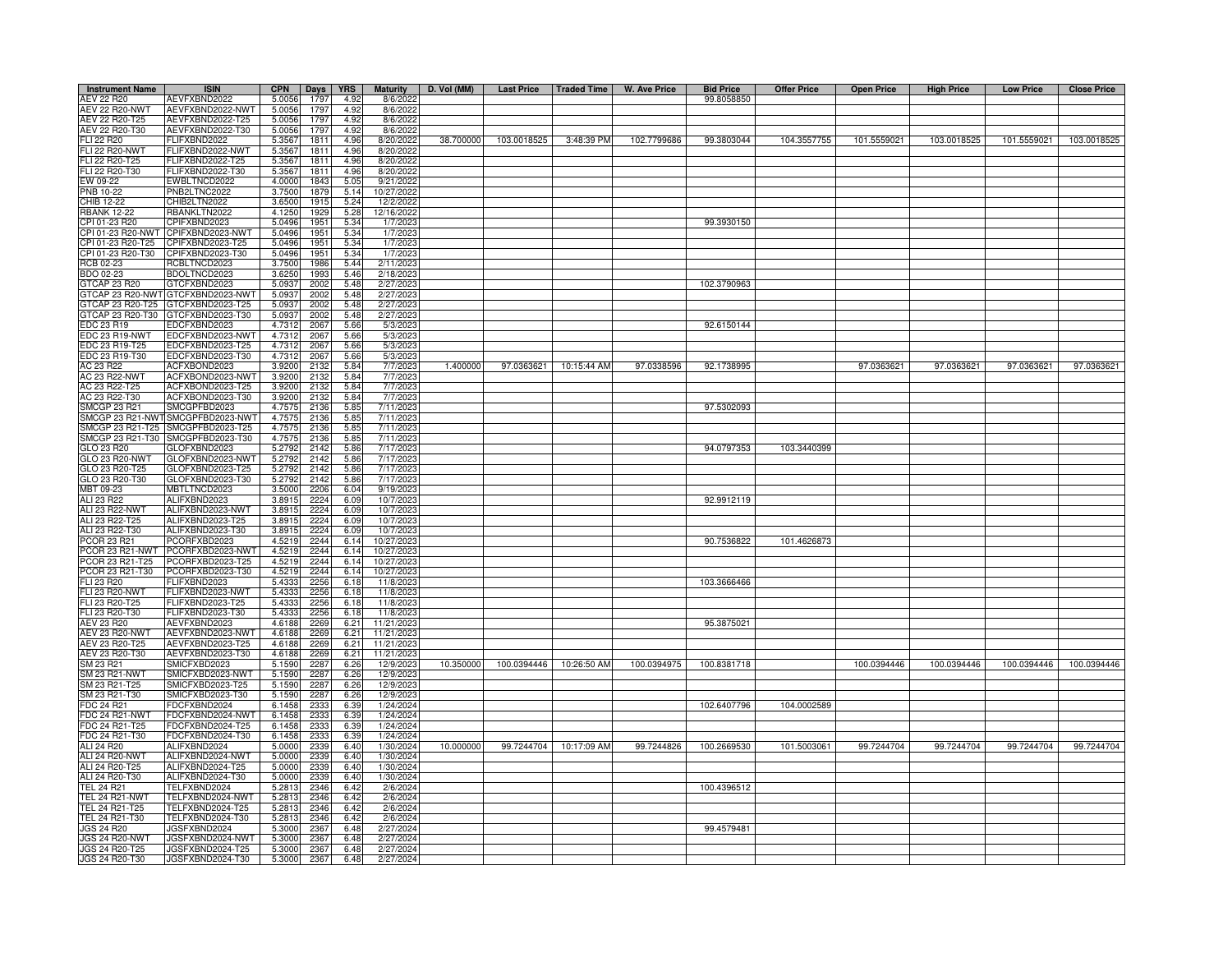| Instrument Name | ISIN | CPN | Days | YRS | Maturity | D. Vol (MM) | Last Price | Traded Time | W. Ave Price | Bid Price | Offer Price | Open Price | High Price | Low Price | Close Price |
|---|---|---|---|---|---|---|---|---|---|---|---|---|---|---|---|
| AEV 22 R20 | AEVFXBND2022 | 5.0056 | 1797 | 4.92 | 8/6/2022 | | | | | 99.8058850 | | | | | |
| AEV 22 R20-NWT | AEVFXBND2022-NWT | 5.0056 | 1797 | 4.92 | 8/6/2022 | | | | | | | | | | |
| AEV 22 R20-T25 | AEVFXBND2022-T25 | 5.0056 | 1797 | 4.92 | 8/6/2022 | | | | | | | | | | |
| AEV 22 R20-T30 | AEVFXBND2022-T30 | 5.0056 | 1797 | 4.92 | 8/6/2022 | | | | | | | | | | |
| FLI 22 R20 | FLIFXBND2022 | 5.3567 | 1811 | 4.96 | 8/20/2022 | 38.700000 | 103.0018525 | 3:48:39 PM | 102.7799686 | 99.3803044 | 104.3557755 | 101.5559021 | 103.0018525 | 101.5559021 | 103.0018525 |
| FLI 22 R20-NWT | FLIFXBND2022-NWT | 5.3567 | 1811 | 4.96 | 8/20/2022 | | | | | | | | | | |
| FLI 22 R20-T25 | FLIFXBND2022-T25 | 5.3567 | 1811 | 4.96 | 8/20/2022 | | | | | | | | | | |
| FLI 22 R20-T30 | FLIFXBND2022-T30 | 5.3567 | 1811 | 4.96 | 8/20/2022 | | | | | | | | | | |
| EW 09-22 | EWBLTNCD2022 | 4.0000 | 1843 | 5.05 | 9/21/2022 | | | | | | | | | | |
| PNB 10-22 | PNB2LTNC2022 | 3.7500 | 1879 | 5.14 | 10/27/2022 | | | | | | | | | | |
| CHIB 12-22 | CHIB2LTN2022 | 3.6500 | 1915 | 5.24 | 12/2/2022 | | | | | | | | | | |
| RBANK 12-22 | RBANKLTN2022 | 4.1250 | 1929 | 5.28 | 12/16/2022 | | | | | | | | | | |
| CPI 01-23 R20 | CPIFXBND2023 | 5.0496 | 1951 | 5.34 | 1/7/2023 | | | | | 99.3930150 | | | | | |
| CPI 01-23 R20-NWT | CPIFXBND2023-NWT | 5.0496 | 1951 | 5.34 | 1/7/2023 | | | | | | | | | | |
| CPI 01-23 R20-T25 | CPIFXBND2023-T25 | 5.0496 | 1951 | 5.34 | 1/7/2023 | | | | | | | | | | |
| CPI 01-23 R20-T30 | CPIFXBND2023-T30 | 5.0496 | 1951 | 5.34 | 1/7/2023 | | | | | | | | | | |
| RCB 02-23 | RCBLTNCD2023 | 3.7500 | 1986 | 5.44 | 2/11/2023 | | | | | | | | | | |
| BDO 02-23 | BDOLTNCD2023 | 3.6250 | 1993 | 5.46 | 2/18/2023 | | | | | | | | | | |
| GTCAP 23 R20 | GTCFXBND2023 | 5.0937 | 2002 | 5.48 | 2/27/2023 | | | | | 102.3790963 | | | | | |
| GTCAP 23 R20-NWT | GTCFXBND2023-NWT | 5.0937 | 2002 | 5.48 | 2/27/2023 | | | | | | | | | | |
| GTCAP 23 R20-T25 | GTCFXBND2023-T25 | 5.0937 | 2002 | 5.48 | 2/27/2023 | | | | | | | | | | |
| GTCAP 23 R20-T30 | GTCFXBND2023-T30 | 5.0937 | 2002 | 5.48 | 2/27/2023 | | | | | | | | | | |
| EDC 23 R19 | EDCFXBND2023 | 4.7312 | 2067 | 5.66 | 5/3/2023 | | | | | 92.6150144 | | | | | |
| EDC 23 R19-NWT | EDCFXBND2023-NWT | 4.7312 | 2067 | 5.66 | 5/3/2023 | | | | | | | | | | |
| EDC 23 R19-T25 | EDCFXBND2023-T25 | 4.7312 | 2067 | 5.66 | 5/3/2023 | | | | | | | | | | |
| EDC 23 R19-T30 | EDCFXBND2023-T30 | 4.7312 | 2067 | 5.66 | 5/3/2023 | | | | | | | | | | |
| AC 23 R22 | ACFXBOND2023 | 3.9200 | 2132 | 5.84 | 7/7/2023 | 1.400000 | 97.0363621 | 10:15:44 AM | 97.0338596 | 92.1738995 | | 97.0363621 | 97.0363621 | 97.0363621 | 97.0363621 |
| AC 23 R22-NWT | ACFXBOND2023-NWT | 3.9200 | 2132 | 5.84 | 7/7/2023 | | | | | | | | | | |
| AC 23 R22-T25 | ACFXBOND2023-T25 | 3.9200 | 2132 | 5.84 | 7/7/2023 | | | | | | | | | | |
| AC 23 R22-T30 | ACFXBOND2023-T30 | 3.9200 | 2132 | 5.84 | 7/7/2023 | | | | | | | | | | |
| SMCGP 23 R21 | SMCGPFBD2023 | 4.7575 | 2136 | 5.85 | 7/11/2023 | | | | | 97.5302093 | | | | | |
| SMCGP 23 R21-NWT | SMCGPFBD2023-NWT | 4.7575 | 2136 | 5.85 | 7/11/2023 | | | | | | | | | | |
| SMCGP 23 R21-T25 | SMCGPFBD2023-T25 | 4.7575 | 2136 | 5.85 | 7/11/2023 | | | | | | | | | | |
| SMCGP 23 R21-T30 | SMCGPFBD2023-T30 | 4.7575 | 2136 | 5.85 | 7/11/2023 | | | | | | | | | | |
| GLO 23 R20 | GLOFXBND2023 | 5.2792 | 2142 | 5.86 | 7/17/2023 | | | | | 94.0797353 | 103.3440399 | | | | |
| GLO 23 R20-NWT | GLOFXBND2023-NWT | 5.2792 | 2142 | 5.86 | 7/17/2023 | | | | | | | | | | |
| GLO 23 R20-T25 | GLOFXBND2023-T25 | 5.2792 | 2142 | 5.86 | 7/17/2023 | | | | | | | | | | |
| GLO 23 R20-T30 | GLOFXBND2023-T30 | 5.2792 | 2142 | 5.86 | 7/17/2023 | | | | | | | | | | |
| MBT 09-23 | MBTLTNCD2023 | 3.5000 | 2206 | 6.04 | 9/19/2023 | | | | | | | | | | |
| ALI 23 R22 | ALIFXBND2023 | 3.8915 | 2224 | 6.09 | 10/7/2023 | | | | | 92.9912119 | | | | | |
| ALI 23 R22-NWT | ALIFXBND2023-NWT | 3.8915 | 2224 | 6.09 | 10/7/2023 | | | | | | | | | | |
| ALI 23 R22-T25 | ALIFXBND2023-T25 | 3.8915 | 2224 | 6.09 | 10/7/2023 | | | | | | | | | | |
| ALI 23 R22-T30 | ALIFXBND2023-T30 | 3.8915 | 2224 | 6.09 | 10/7/2023 | | | | | | | | | | |
| PCOR 23 R21 | PCORFXBD2023 | 4.5219 | 2244 | 6.14 | 10/27/2023 | | | | | 90.7536822 | 101.4626873 | | | | |
| PCOR 23 R21-NWT | PCORFXBD2023-NWT | 4.5219 | 2244 | 6.14 | 10/27/2023 | | | | | | | | | | |
| PCOR 23 R21-T25 | PCORFXBD2023-T25 | 4.5219 | 2244 | 6.14 | 10/27/2023 | | | | | | | | | | |
| PCOR 23 R21-T30 | PCORFXBD2023-T30 | 4.5219 | 2244 | 6.14 | 10/27/2023 | | | | | | | | | | |
| FLI 23 R20 | FLIFXBND2023 | 5.4333 | 2256 | 6.18 | 11/8/2023 | | | | | 103.3666466 | | | | | |
| FLI 23 R20-NWT | FLIFXBND2023-NWT | 5.4333 | 2256 | 6.18 | 11/8/2023 | | | | | | | | | | |
| FLI 23 R20-T25 | FLIFXBND2023-T25 | 5.4333 | 2256 | 6.18 | 11/8/2023 | | | | | | | | | | |
| FLI 23 R20-T30 | FLIFXBND2023-T30 | 5.4333 | 2256 | 6.18 | 11/8/2023 | | | | | | | | | | |
| AEV 23 R20 | AEVFXBND2023 | 4.6188 | 2269 | 6.21 | 11/21/2023 | | | | | 95.3875021 | | | | | |
| AEV 23 R20-NWT | AEVFXBND2023-NWT | 4.6188 | 2269 | 6.21 | 11/21/2023 | | | | | | | | | | |
| AEV 23 R20-T25 | AEVFXBND2023-T25 | 4.6188 | 2269 | 6.21 | 11/21/2023 | | | | | | | | | | |
| AEV 23 R20-T30 | AEVFXBND2023-T30 | 4.6188 | 2269 | 6.21 | 11/21/2023 | | | | | | | | | | |
| SM 23 R21 | SMICFXBD2023 | 5.1590 | 2287 | 6.26 | 12/9/2023 | 10.350000 | 100.0394446 | 10:26:50 AM | 100.0394975 | 100.8381718 | | 100.0394446 | 100.0394446 | 100.0394446 | 100.0394446 |
| SM 23 R21-NWT | SMICFXBD2023-NWT | 5.1590 | 2287 | 6.26 | 12/9/2023 | | | | | | | | | | |
| SM 23 R21-T25 | SMICFXBD2023-T25 | 5.1590 | 2287 | 6.26 | 12/9/2023 | | | | | | | | | | |
| SM 23 R21-T30 | SMICFXBD2023-T30 | 5.1590 | 2287 | 6.26 | 12/9/2023 | | | | | | | | | | |
| FDC 24 R21 | FDCFXBND2024 | 6.1458 | 2333 | 6.39 | 1/24/2024 | | | | | 102.6407796 | 104.0002589 | | | | |
| FDC 24 R21-NWT | FDCFXBND2024-NWT | 6.1458 | 2333 | 6.39 | 1/24/2024 | | | | | | | | | | |
| FDC 24 R21-T25 | FDCFXBND2024-T25 | 6.1458 | 2333 | 6.39 | 1/24/2024 | | | | | | | | | | |
| FDC 24 R21-T30 | FDCFXBND2024-T30 | 6.1458 | 2333 | 6.39 | 1/24/2024 | | | | | | | | | | |
| ALI 24 R20 | ALIFXBND2024 | 5.0000 | 2339 | 6.40 | 1/30/2024 | 10.000000 | 99.7244704 | 10:17:09 AM | 99.7244826 | 100.2669530 | 101.5003061 | 99.7244704 | 99.7244704 | 99.7244704 | 99.7244704 |
| ALI 24 R20-NWT | ALIFXBND2024-NWT | 5.0000 | 2339 | 6.40 | 1/30/2024 | | | | | | | | | | |
| ALI 24 R20-T25 | ALIFXBND2024-T25 | 5.0000 | 2339 | 6.40 | 1/30/2024 | | | | | | | | | | |
| ALI 24 R20-T30 | ALIFXBND2024-T30 | 5.0000 | 2339 | 6.40 | 1/30/2024 | | | | | | | | | | |
| TEL 24 R21 | TELFXBND2024 | 5.2813 | 2346 | 6.42 | 2/6/2024 | | | | | 100.4396512 | | | | | |
| TEL 24 R21-NWT | TELFXBND2024-NWT | 5.2813 | 2346 | 6.42 | 2/6/2024 | | | | | | | | | | |
| TEL 24 R21-T25 | TELFXBND2024-T25 | 5.2813 | 2346 | 6.42 | 2/6/2024 | | | | | | | | | | |
| TEL 24 R21-T30 | TELFXBND2024-T30 | 5.2813 | 2346 | 6.42 | 2/6/2024 | | | | | | | | | | |
| JGS 24 R20 | JGSFXBND2024 | 5.3000 | 2367 | 6.48 | 2/27/2024 | | | | | 99.4579481 | | | | | |
| JGS 24 R20-NWT | JGSFXBND2024-NWT | 5.3000 | 2367 | 6.48 | 2/27/2024 | | | | | | | | | | |
| JGS 24 R20-T25 | JGSFXBND2024-T25 | 5.3000 | 2367 | 6.48 | 2/27/2024 | | | | | | | | | | |
| JGS 24 R20-T30 | JGSFXBND2024-T30 | 5.3000 | 2367 | 6.48 | 2/27/2024 | | | | | | | | | | |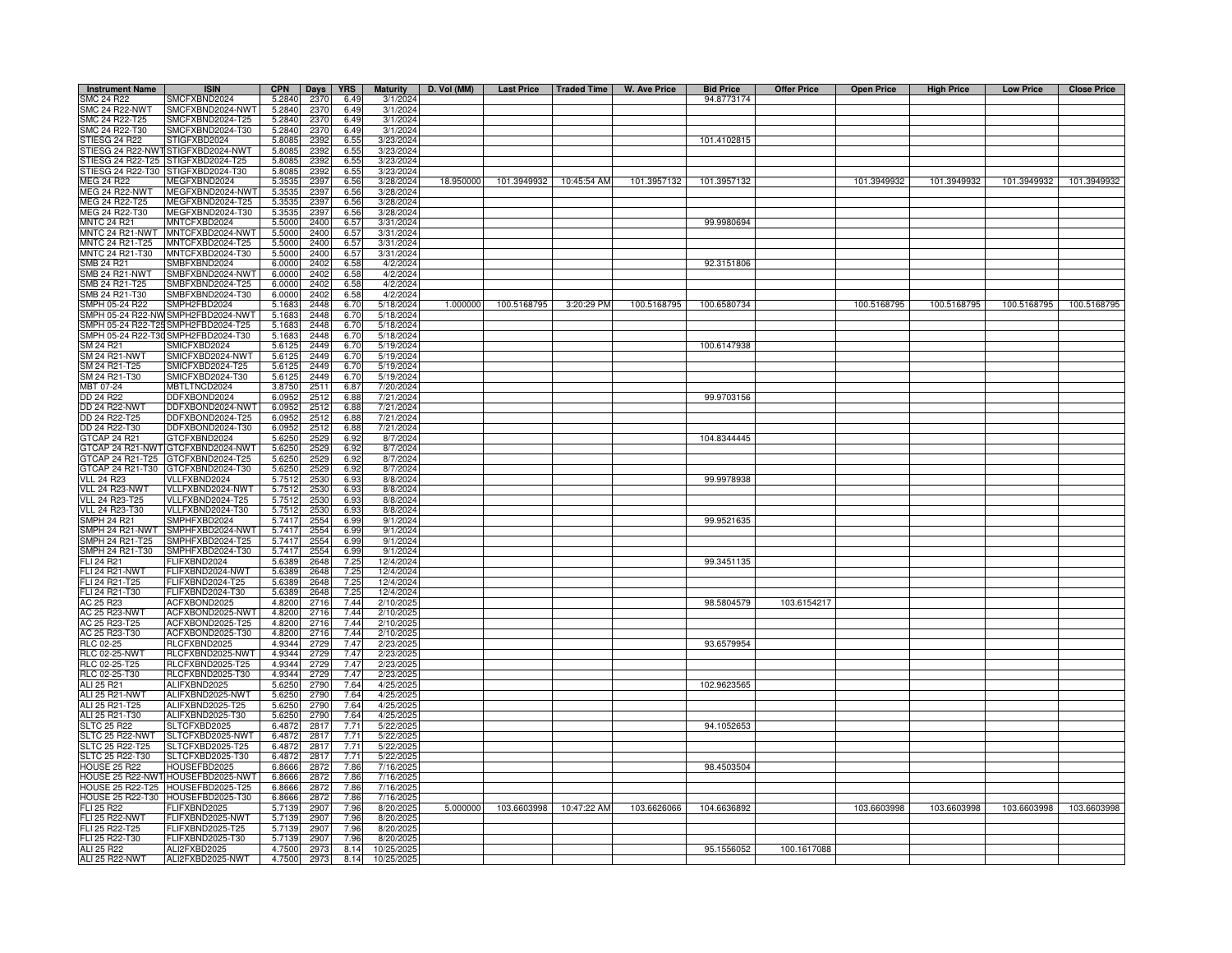| Instrument Name | ISIN | CPN | Days | YRS | Maturity | D. Vol (MM) | Last Price | Traded Time | W. Ave Price | Bid Price | Offer Price | Open Price | High Price | Low Price | Close Price |
|---|---|---|---|---|---|---|---|---|---|---|---|---|---|---|---|
| SMC 24 R22 | SMCFXBND2024 | 5.2840 | 2370 | 6.49 | 3/1/2024 | | | | | 94.8773174 | | | | | |
| SMC 24 R22-NWT | SMCFXBND2024-NWT | 5.2840 | 2370 | 6.49 | 3/1/2024 | | | | | | | | | | |
| SMC 24 R22-T25 | SMCFXBND2024-T25 | 5.2840 | 2370 | 6.49 | 3/1/2024 | | | | | | | | | | |
| SMC 24 R22-T30 | SMCFXBND2024-T30 | 5.2840 | 2370 | 6.49 | 3/1/2024 | | | | | | | | | | |
| STIESG 24 R22 | STIGFXBD2024 | 5.8085 | 2392 | 6.55 | 3/23/2024 | | | | | 101.4102815 | | | | | |
| STIESG 24 R22-NWT | STIGFXBD2024-NWT | 5.8085 | 2392 | 6.55 | 3/23/2024 | | | | | | | | | | |
| STIESG 24 R22-T25 | STIGFXBD2024-T25 | 5.8085 | 2392 | 6.55 | 3/23/2024 | | | | | | | | | | |
| STIESG 24 R22-T30 | STIGFXBD2024-T30 | 5.8085 | 2392 | 6.55 | 3/23/2024 | | | | | | | | | | |
| MEG 24 R22 | MEGFXBND2024 | 5.3535 | 2397 | 6.56 | 3/28/2024 | 18.950000 | 101.3949932 | 10:45:54 AM | 101.3957132 | 101.3957132 | | 101.3949932 | 101.3949932 | 101.3949932 | 101.3949932 |
| MEG 24 R22-NWT | MEGFXBND2024-NWT | 5.3535 | 2397 | 6.56 | 3/28/2024 | | | | | | | | | | |
| MEG 24 R22-T25 | MEGFXBND2024-T25 | 5.3535 | 2397 | 6.56 | 3/28/2024 | | | | | | | | | | |
| MEG 24 R22-T30 | MEGFXBND2024-T30 | 5.3535 | 2397 | 6.56 | 3/28/2024 | | | | | | | | | | |
| MNTC 24 R21 | MNTCFXBD2024 | 5.5000 | 2400 | 6.57 | 3/31/2024 | | | | | 99.9980694 | | | | | |
| MNTC 24 R21-NWT | MNTCFXBD2024-NWT | 5.5000 | 2400 | 6.57 | 3/31/2024 | | | | | | | | | | |
| MNTC 24 R21-T25 | MNTCFXBD2024-T25 | 5.5000 | 2400 | 6.57 | 3/31/2024 | | | | | | | | | | |
| MNTC 24 R21-T30 | MNTCFXBD2024-T30 | 5.5000 | 2400 | 6.57 | 3/31/2024 | | | | | | | | | | |
| SMB 24 R21 | SMBFXBND2024 | 6.0000 | 2402 | 6.58 | 4/2/2024 | | | | | 92.3151806 | | | | | |
| SMB 24 R21-NWT | SMBFXBND2024-NWT | 6.0000 | 2402 | 6.58 | 4/2/2024 | | | | | | | | | | |
| SMB 24 R21-T25 | SMBFXBND2024-T25 | 6.0000 | 2402 | 6.58 | 4/2/2024 | | | | | | | | | | |
| SMB 24 R21-T30 | SMBFXBND2024-T30 | 6.0000 | 2402 | 6.58 | 4/2/2024 | | | | | | | | | | |
| SMPH 05-24 R22 | SMPH2FBD2024 | 5.1683 | 2448 | 6.70 | 5/18/2024 | 1.000000 | 100.5168795 | 3:20:29 PM | 100.5168795 | 100.6580734 | | 100.5168795 | 100.5168795 | 100.5168795 | 100.5168795 |
| SMPH 05-24 R22-NWT | SMPH2FBD2024-NWT | 5.1683 | 2448 | 6.70 | 5/18/2024 | | | | | | | | | | |
| SMPH 05-24 R22-T25 | SMPH2FBD2024-T25 | 5.1683 | 2448 | 6.70 | 5/18/2024 | | | | | | | | | | |
| SMPH 05-24 R22-T30 | SMPH2FBD2024-T30 | 5.1683 | 2448 | 6.70 | 5/18/2024 | | | | | | | | | | |
| SM 24 R21 | SMICFXBD2024 | 5.6125 | 2449 | 6.70 | 5/19/2024 | | | | | 100.6147938 | | | | | |
| SM 24 R21-NWT | SMICFXBD2024-NWT | 5.6125 | 2449 | 6.70 | 5/19/2024 | | | | | | | | | | |
| SM 24 R21-T25 | SMICFXBD2024-T25 | 5.6125 | 2449 | 6.70 | 5/19/2024 | | | | | | | | | | |
| SM 24 R21-T30 | SMICFXBD2024-T30 | 5.6125 | 2449 | 6.70 | 5/19/2024 | | | | | | | | | | |
| MBT 07-24 | MBTLTNCD2024 | 3.8750 | 2511 | 6.87 | 7/20/2024 | | | | | | | | | | |
| DD 24 R22 | DDFXBOND2024 | 6.0952 | 2512 | 6.88 | 7/21/2024 | | | | | 99.9703156 | | | | | |
| DD 24 R22-NWT | DDFXBOND2024-NWT | 6.0952 | 2512 | 6.88 | 7/21/2024 | | | | | | | | | | |
| DD 24 R22-T25 | DDFXBOND2024-T25 | 6.0952 | 2512 | 6.88 | 7/21/2024 | | | | | | | | | | |
| DD 24 R22-T30 | DDFXBOND2024-T30 | 6.0952 | 2512 | 6.88 | 7/21/2024 | | | | | | | | | | |
| GTCAP 24 R21 | GTCFXBND2024 | 5.6250 | 2529 | 6.92 | 8/7/2024 | | | | | 104.8344445 | | | | | |
| GTCAP 24 R21-NWT | GTCFXBND2024-NWT | 5.6250 | 2529 | 6.92 | 8/7/2024 | | | | | | | | | | |
| GTCAP 24 R21-T25 | GTCFXBND2024-T25 | 5.6250 | 2529 | 6.92 | 8/7/2024 | | | | | | | | | | |
| GTCAP 24 R21-T30 | GTCFXBND2024-T30 | 5.6250 | 2529 | 6.92 | 8/7/2024 | | | | | | | | | | |
| VLL 24 R23 | VLLFXBND2024 | 5.7512 | 2530 | 6.93 | 8/8/2024 | | | | | 99.9978938 | | | | | |
| VLL 24 R23-NWT | VLLFXBND2024-NWT | 5.7512 | 2530 | 6.93 | 8/8/2024 | | | | | | | | | | |
| VLL 24 R23-T25 | VLLFXBND2024-T25 | 5.7512 | 2530 | 6.93 | 8/8/2024 | | | | | | | | | | |
| VLL 24 R23-T30 | VLLFXBND2024-T30 | 5.7512 | 2530 | 6.93 | 8/8/2024 | | | | | | | | | | |
| SMPH 24 R21 | SMPHFXBD2024 | 5.7417 | 2554 | 6.99 | 9/1/2024 | | | | | 99.9521635 | | | | | |
| SMPH 24 R21-NWT | SMPHFXBD2024-NWT | 5.7417 | 2554 | 6.99 | 9/1/2024 | | | | | | | | | | |
| SMPH 24 R21-T25 | SMPHFXBD2024-T25 | 5.7417 | 2554 | 6.99 | 9/1/2024 | | | | | | | | | | |
| SMPH 24 R21-T30 | SMPHFXBD2024-T30 | 5.7417 | 2554 | 6.99 | 9/1/2024 | | | | | | | | | | |
| FLI 24 R21 | FLIFXBND2024 | 5.6389 | 2648 | 7.25 | 12/4/2024 | | | | | 99.3451135 | | | | | |
| FLI 24 R21-NWT | FLIFXBND2024-NWT | 5.6389 | 2648 | 7.25 | 12/4/2024 | | | | | | | | | | |
| FLI 24 R21-T25 | FLIFXBND2024-T25 | 5.6389 | 2648 | 7.25 | 12/4/2024 | | | | | | | | | | |
| FLI 24 R21-T30 | FLIFXBND2024-T30 | 5.6389 | 2648 | 7.25 | 12/4/2024 | | | | | | | | | | |
| AC 25 R23 | ACFXBOND2025 | 4.8200 | 2716 | 7.44 | 2/10/2025 | | | | | 98.5804579 | 103.6154217 | | | | |
| AC 25 R23-NWT | ACFXBOND2025-NWT | 4.8200 | 2716 | 7.44 | 2/10/2025 | | | | | | | | | | |
| AC 25 R23-T25 | ACFXBOND2025-T25 | 4.8200 | 2716 | 7.44 | 2/10/2025 | | | | | | | | | | |
| AC 25 R23-T30 | ACFXBOND2025-T30 | 4.8200 | 2716 | 7.44 | 2/10/2025 | | | | | | | | | | |
| RLC 02-25 | RLCFXBND2025 | 4.9344 | 2729 | 7.47 | 2/23/2025 | | | | | 93.6579954 | | | | | |
| RLC 02-25-NWT | RLCFXBND2025-NWT | 4.9344 | 2729 | 7.47 | 2/23/2025 | | | | | | | | | | |
| RLC 02-25-T25 | RLCFXBND2025-T25 | 4.9344 | 2729 | 7.47 | 2/23/2025 | | | | | | | | | | |
| RLC 02-25-T30 | RLCFXBND2025-T30 | 4.9344 | 2729 | 7.47 | 2/23/2025 | | | | | | | | | | |
| ALI 25 R21 | ALIFXBND2025 | 5.6250 | 2790 | 7.64 | 4/25/2025 | | | | | 102.9623565 | | | | | |
| ALI 25 R21-NWT | ALIFXBND2025-NWT | 5.6250 | 2790 | 7.64 | 4/25/2025 | | | | | | | | | | |
| ALI 25 R21-T25 | ALIFXBND2025-T25 | 5.6250 | 2790 | 7.64 | 4/25/2025 | | | | | | | | | | |
| ALI 25 R21-T30 | ALIFXBND2025-T30 | 5.6250 | 2790 | 7.64 | 4/25/2025 | | | | | | | | | | |
| SLTC 25 R22 | SLTCFXBD2025 | 6.4872 | 2817 | 7.71 | 5/22/2025 | | | | | 94.1052653 | | | | | |
| SLTC 25 R22-NWT | SLTCFXBD2025-NWT | 6.4872 | 2817 | 7.71 | 5/22/2025 | | | | | | | | | | |
| SLTC 25 R22-T25 | SLTCFXBD2025-T25 | 6.4872 | 2817 | 7.71 | 5/22/2025 | | | | | | | | | | |
| SLTC 25 R22-T30 | SLTCFXBD2025-T30 | 6.4872 | 2817 | 7.71 | 5/22/2025 | | | | | | | | | | |
| HOUSE 25 R22 | HOUSEFBD2025 | 6.8666 | 2872 | 7.86 | 7/16/2025 | | | | | 98.4503504 | | | | | |
| HOUSE 25 R22-NWT | HOUSEFBD2025-NWT | 6.8666 | 2872 | 7.86 | 7/16/2025 | | | | | | | | | | |
| HOUSE 25 R22-T25 | HOUSEFBD2025-T25 | 6.8666 | 2872 | 7.86 | 7/16/2025 | | | | | | | | | | |
| HOUSE 25 R22-T30 | HOUSEFBD2025-T30 | 6.8666 | 2872 | 7.86 | 7/16/2025 | | | | | | | | | | |
| FLI 25 R22 | FLIFXBND2025 | 5.7139 | 2907 | 7.96 | 8/20/2025 | 5.000000 | 103.6603998 | 10:47:22 AM | 103.6626066 | 104.6636892 | | 103.6603998 | 103.6603998 | 103.6603998 | 103.6603998 |
| FLI 25 R22-NWT | FLIFXBND2025-NWT | 5.7139 | 2907 | 7.96 | 8/20/2025 | | | | | | | | | | |
| FLI 25 R22-T25 | FLIFXBND2025-T25 | 5.7139 | 2907 | 7.96 | 8/20/2025 | | | | | | | | | | |
| FLI 25 R22-T30 | FLIFXBND2025-T30 | 5.7139 | 2907 | 7.96 | 8/20/2025 | | | | | | | | | | |
| ALI 25 R22 | ALI2FXBD2025 | 4.7500 | 2973 | 8.14 | 10/25/2025 | | | | | 95.1556052 | 100.1617088 | | | | |
| ALI 25 R22-NWT | ALI2FXBD2025-NWT | 4.7500 | 2973 | 8.14 | 10/25/2025 | | | | | | | | | | |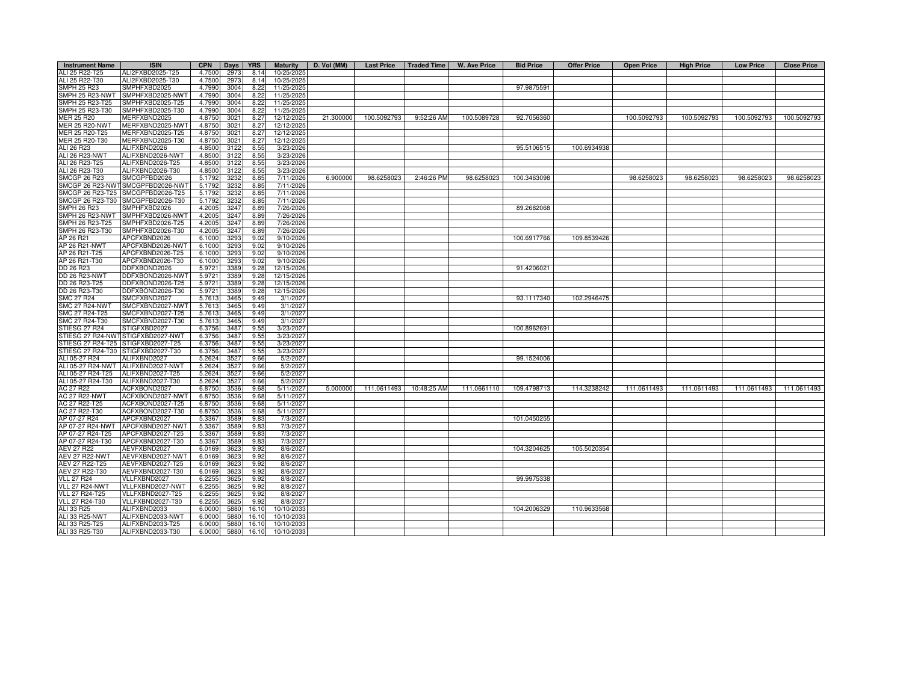| Instrument Name | ISIN | CPN | Days | YRS | Maturity | D. Vol (MM) | Last Price | Traded Time | W. Ave Price | Bid Price | Offer Price | Open Price | High Price | Low Price | Close Price |
|---|---|---|---|---|---|---|---|---|---|---|---|---|---|---|---|
| ALI 25 R22-T25 | ALI2FXBD2025-T25 | 4.7500 | 2973 | 8.14 | 10/25/2025 | | | | | | | | | | |
| ALI 25 R22-T30 | ALI2FXBD2025-T30 | 4.7500 | 2973 | 8.14 | 10/25/2025 | | | | | | | | | | |
| SMPH 25 R23 | SMPHFXBD2025 | 4.7990 | 3004 | 8.22 | 11/25/2025 | | | | | 97.9875591 | | | | | |
| SMPH 25 R23-NWT | SMPHFXBD2025-NWT | 4.7990 | 3004 | 8.22 | 11/25/2025 | | | | | | | | | | |
| SMPH 25 R23-T25 | SMPHFXBD2025-T25 | 4.7990 | 3004 | 8.22 | 11/25/2025 | | | | | | | | | | |
| SMPH 25 R23-T30 | SMPHFXBD2025-T30 | 4.7990 | 3004 | 8.22 | 11/25/2025 | | | | | | | | | | |
| MER 25 R20 | MERFXBND2025 | 4.8750 | 3021 | 8.27 | 12/12/2025 | 21.300000 | 100.5092793 | 9:52:26 AM | 100.5089728 | 92.7056360 | | 100.5092793 | 100.5092793 | 100.5092793 | 100.5092793 |
| MER 25 R20-NWT | MERFXBND2025-NWT | 4.8750 | 3021 | 8.27 | 12/12/2025 | | | | | | | | | | |
| MER 25 R20-T25 | MERFXBND2025-T25 | 4.8750 | 3021 | 8.27 | 12/12/2025 | | | | | | | | | | |
| MER 25 R20-T30 | MERFXBND2025-T30 | 4.8750 | 3021 | 8.27 | 12/12/2025 | | | | | | | | | | |
| ALI 26 R23 | ALIFXBND2026 | 4.8500 | 3122 | 8.55 | 3/23/2026 | | | | | 95.5106515 | 100.6934938 | | | | |
| ALI 26 R23-NWT | ALIFXBND2026-NWT | 4.8500 | 3122 | 8.55 | 3/23/2026 | | | | | | | | | | |
| ALI 26 R23-T25 | ALIFXBND2026-T25 | 4.8500 | 3122 | 8.55 | 3/23/2026 | | | | | | | | | | |
| ALI 26 R23-T30 | ALIFXBND2026-T30 | 4.8500 | 3122 | 8.55 | 3/23/2026 | | | | | | | | | | |
| SMCGP 26 R23 | SMCGPFBD2026 | 5.1792 | 3232 | 8.85 | 7/11/2026 | 6.900000 | 98.6258023 | 2:46:26 PM | 98.6258023 | 100.3463098 | | 98.6258023 | 98.6258023 | 98.6258023 | 98.6258023 |
| SMCGP 26 R23-NWT | SMCGPFBD2026-NWT | 5.1792 | 3232 | 8.85 | 7/11/2026 | | | | | | | | | | |
| SMCGP 26 R23-T25 | SMCGPFBD2026-T25 | 5.1792 | 3232 | 8.85 | 7/11/2026 | | | | | | | | | | |
| SMCGP 26 R23-T30 | SMCGPFBD2026-T30 | 5.1792 | 3232 | 8.85 | 7/11/2026 | | | | | | | | | | |
| SMPH 26 R23 | SMPHFXBD2026 | 4.2005 | 3247 | 8.89 | 7/26/2026 | | | | | 89.2682068 | | | | | |
| SMPH 26 R23-NWT | SMPHFXBD2026-NWT | 4.2005 | 3247 | 8.89 | 7/26/2026 | | | | | | | | | | |
| SMPH 26 R23-T25 | SMPHFXBD2026-T25 | 4.2005 | 3247 | 8.89 | 7/26/2026 | | | | | | | | | | |
| SMPH 26 R23-T30 | SMPHFXBD2026-T30 | 4.2005 | 3247 | 8.89 | 7/26/2026 | | | | | | | | | | |
| AP 26 R21 | APCFXBND2026 | 6.1000 | 3293 | 9.02 | 9/10/2026 | | | | | 100.6917766 | 109.8539426 | | | | |
| AP 26 R21-NWT | APCFXBND2026-NWT | 6.1000 | 3293 | 9.02 | 9/10/2026 | | | | | | | | | | |
| AP 26 R21-T25 | APCFXBND2026-T25 | 6.1000 | 3293 | 9.02 | 9/10/2026 | | | | | | | | | | |
| AP 26 R21-T30 | APCFXBND2026-T30 | 6.1000 | 3293 | 9.02 | 9/10/2026 | | | | | | | | | | |
| DD 26 R23 | DDFXBOND2026 | 5.9721 | 3389 | 9.28 | 12/15/2026 | | | | | 91.4206021 | | | | | |
| DD 26 R23-NWT | DDFXBOND2026-NWT | 5.9721 | 3389 | 9.28 | 12/15/2026 | | | | | | | | | | |
| DD 26 R23-T25 | DDFXBOND2026-T25 | 5.9721 | 3389 | 9.28 | 12/15/2026 | | | | | | | | | | |
| DD 26 R23-T30 | DDFXBOND2026-T30 | 5.9721 | 3389 | 9.28 | 12/15/2026 | | | | | | | | | | |
| SMC 27 R24 | SMCFXBND2027 | 5.7613 | 3465 | 9.49 | 3/1/2027 | | | | | 93.1117340 | 102.2946475 | | | | |
| SMC 27 R24-NWT | SMCFXBND2027-NWT | 5.7613 | 3465 | 9.49 | 3/1/2027 | | | | | | | | | | |
| SMC 27 R24-T25 | SMCFXBND2027-T25 | 5.7613 | 3465 | 9.49 | 3/1/2027 | | | | | | | | | | |
| SMC 27 R24-T30 | SMCFXBND2027-T30 | 5.7613 | 3465 | 9.49 | 3/1/2027 | | | | | | | | | | |
| STIESG 27 R24 | STIGFXBD2027 | 6.3756 | 3487 | 9.55 | 3/23/2027 | | | | | 100.8962691 | | | | | |
| STIESG 27 R24-NWT | STIGFXBD2027-NWT | 6.3756 | 3487 | 9.55 | 3/23/2027 | | | | | | | | | | |
| STIESG 27 R24-T25 | STIGFXBD2027-T25 | 6.3756 | 3487 | 9.55 | 3/23/2027 | | | | | | | | | | |
| STIESG 27 R24-T30 | STIGFXBD2027-T30 | 6.3756 | 3487 | 9.55 | 3/23/2027 | | | | | | | | | | |
| ALI 05-27 R24 | ALIFXBND2027 | 5.2624 | 3527 | 9.66 | 5/2/2027 | | | | | 99.1524006 | | | | | |
| ALI 05-27 R24-NWT | ALIFXBND2027-NWT | 5.2624 | 3527 | 9.66 | 5/2/2027 | | | | | | | | | | |
| ALI 05-27 R24-T25 | ALIFXBND2027-T25 | 5.2624 | 3527 | 9.66 | 5/2/2027 | | | | | | | | | | |
| ALI 05-27 R24-T30 | ALIFXBND2027-T30 | 5.2624 | 3527 | 9.66 | 5/2/2027 | | | | | | | | | | |
| AC 27 R22 | ACFXBOND2027 | 6.8750 | 3536 | 9.68 | 5/11/2027 | 5.000000 | 111.0611493 | 10:48:25 AM | 111.0661110 | 109.4798713 | 114.3238242 | 111.0611493 | 111.0611493 | 111.0611493 | 111.0611493 |
| AC 27 R22-NWT | ACFXBOND2027-NWT | 6.8750 | 3536 | 9.68 | 5/11/2027 | | | | | | | | | | |
| AC 27 R22-T25 | ACFXBOND2027-T25 | 6.8750 | 3536 | 9.68 | 5/11/2027 | | | | | | | | | | |
| AC 27 R22-T30 | ACFXBOND2027-T30 | 6.8750 | 3536 | 9.68 | 5/11/2027 | | | | | | | | | | |
| AP 07-27 R24 | APCFXBND2027 | 5.3367 | 3589 | 9.83 | 7/3/2027 | | | | | 101.0450255 | | | | | |
| AP 07-27 R24-NWT | APCFXBND2027-NWT | 5.3367 | 3589 | 9.83 | 7/3/2027 | | | | | | | | | | |
| AP 07-27 R24-T25 | APCFXBND2027-T25 | 5.3367 | 3589 | 9.83 | 7/3/2027 | | | | | | | | | | |
| AP 07-27 R24-T30 | APCFXBND2027-T30 | 5.3367 | 3589 | 9.83 | 7/3/2027 | | | | | | | | | | |
| AEV 27 R22 | AEVFXBND2027 | 6.0169 | 3623 | 9.92 | 8/6/2027 | | | | | 104.3204625 | 105.5020354 | | | | |
| AEV 27 R22-NWT | AEVFXBND2027-NWT | 6.0169 | 3623 | 9.92 | 8/6/2027 | | | | | | | | | | |
| AEV 27 R22-T25 | AEVFXBND2027-T25 | 6.0169 | 3623 | 9.92 | 8/6/2027 | | | | | | | | | | |
| AEV 27 R22-T30 | AEVFXBND2027-T30 | 6.0169 | 3623 | 9.92 | 8/6/2027 | | | | | | | | | | |
| VLL 27 R24 | VLLFXBND2027 | 6.2255 | 3625 | 9.92 | 8/8/2027 | | | | | 99.9975338 | | | | | |
| VLL 27 R24-NWT | VLLFXBND2027-NWT | 6.2255 | 3625 | 9.92 | 8/8/2027 | | | | | | | | | | |
| VLL 27 R24-T25 | VLLFXBND2027-T25 | 6.2255 | 3625 | 9.92 | 8/8/2027 | | | | | | | | | | |
| VLL 27 R24-T30 | VLLFXBND2027-T30 | 6.2255 | 3625 | 9.92 | 8/8/2027 | | | | | | | | | | |
| ALI 33 R25 | ALIFXBND2033 | 6.0000 | 5880 | 16.10 | 10/10/2033 | | | | | 104.2006329 | 110.9633568 | | | | |
| ALI 33 R25-NWT | ALIFXBND2033-NWT | 6.0000 | 5880 | 16.10 | 10/10/2033 | | | | | | | | | | |
| ALI 33 R25-T25 | ALIFXBND2033-T25 | 6.0000 | 5880 | 16.10 | 10/10/2033 | | | | | | | | | | |
| ALI 33 R25-T30 | ALIFXBND2033-T30 | 6.0000 | 5880 | 16.10 | 10/10/2033 | | | | | | | | | | |